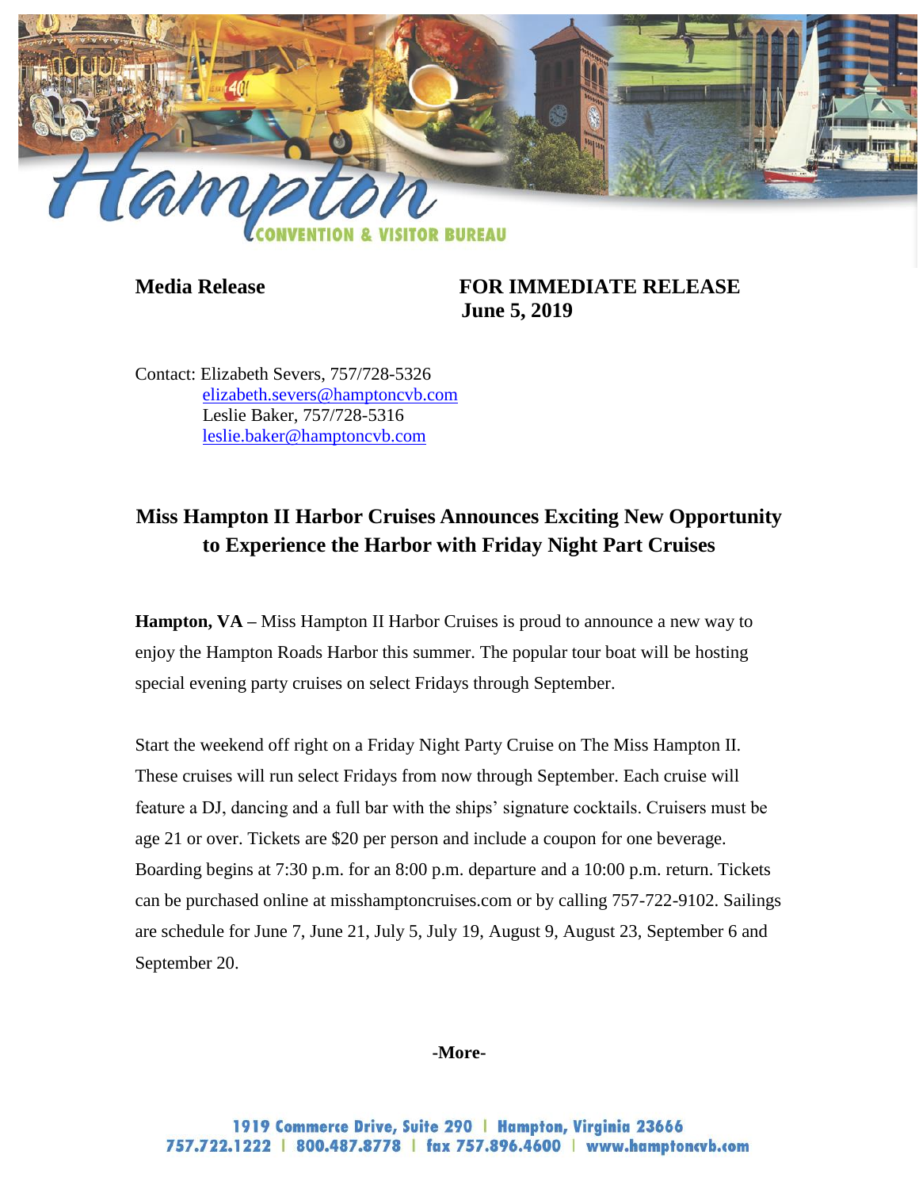**Media Release** **FOR IMMEDIATE RELEASE**
**June 5, 2019**

Contact: Elizabeth Severs, 757/728-5326
elizabeth.severs@hamptoncvb.com
Leslie Baker, 757/728-5316
leslie.baker@hamptoncvb.com

## Miss Hampton II Harbor Cruises Announces Exciting New Opportunity to Experience the Harbor with Friday Night Part Cruises

**Hampton, VA –** Miss Hampton II Harbor Cruises is proud to announce a new way to enjoy the Hampton Roads Harbor this summer. The popular tour boat will be hosting special evening party cruises on select Fridays through September.

Start the weekend off right on a Friday Night Party Cruise on The Miss Hampton II. These cruises will run select Fridays from now through September. Each cruise will feature a DJ, dancing and a full bar with the ships' signature cocktails. Cruisers must be age 21 or over. Tickets are $20 per person and include a coupon for one beverage. Boarding begins at 7:30 p.m. for an 8:00 p.m. departure and a 10:00 p.m. return. Tickets can be purchased online at misshamptoncruises.com or by calling 757-722-9102. Sailings are schedule for June 7, June 21, July 5, July 19, August 9, August 23, September 6 and September 20.

**-More-**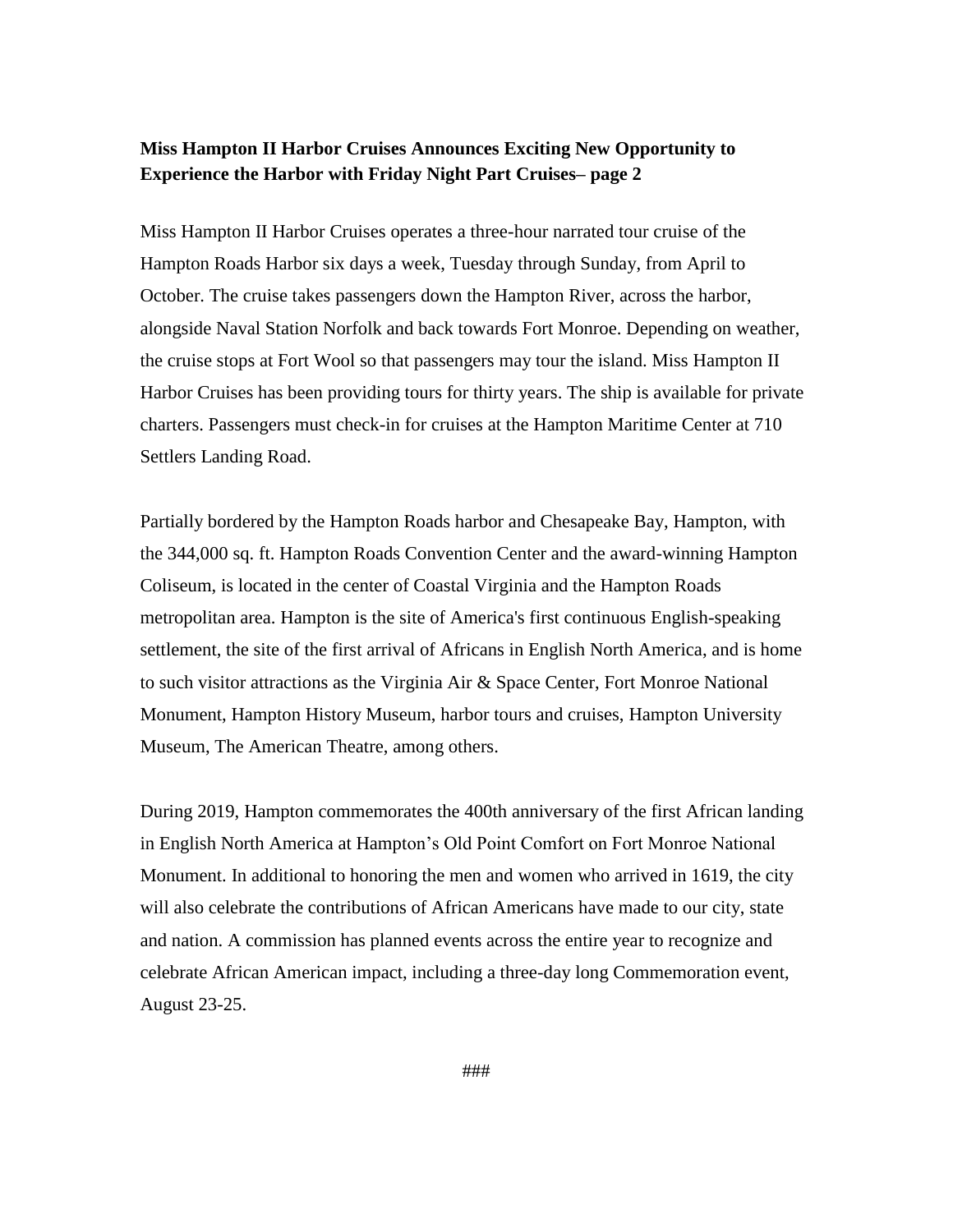**Miss Hampton II Harbor Cruises Announces Exciting New Opportunity to Experience the Harbor with Friday Night Part Cruises– page 2**

Miss Hampton II Harbor Cruises operates a three-hour narrated tour cruise of the Hampton Roads Harbor six days a week, Tuesday through Sunday, from April to October. The cruise takes passengers down the Hampton River, across the harbor, alongside Naval Station Norfolk and back towards Fort Monroe. Depending on weather, the cruise stops at Fort Wool so that passengers may tour the island. Miss Hampton II Harbor Cruises has been providing tours for thirty years. The ship is available for private charters. Passengers must check-in for cruises at the Hampton Maritime Center at 710 Settlers Landing Road.

Partially bordered by the Hampton Roads harbor and Chesapeake Bay, Hampton, with the 344,000 sq. ft. Hampton Roads Convention Center and the award-winning Hampton Coliseum, is located in the center of Coastal Virginia and the Hampton Roads metropolitan area. Hampton is the site of America's first continuous English-speaking settlement, the site of the first arrival of Africans in English North America, and is home to such visitor attractions as the Virginia Air & Space Center, Fort Monroe National Monument, Hampton History Museum, harbor tours and cruises, Hampton University Museum, The American Theatre, among others.

During 2019, Hampton commemorates the 400th anniversary of the first African landing in English North America at Hampton's Old Point Comfort on Fort Monroe National Monument. In additional to honoring the men and women who arrived in 1619, the city will also celebrate the contributions of African Americans have made to our city, state and nation. A commission has planned events across the entire year to recognize and celebrate African American impact, including a three-day long Commemoration event, August 23-25.

###